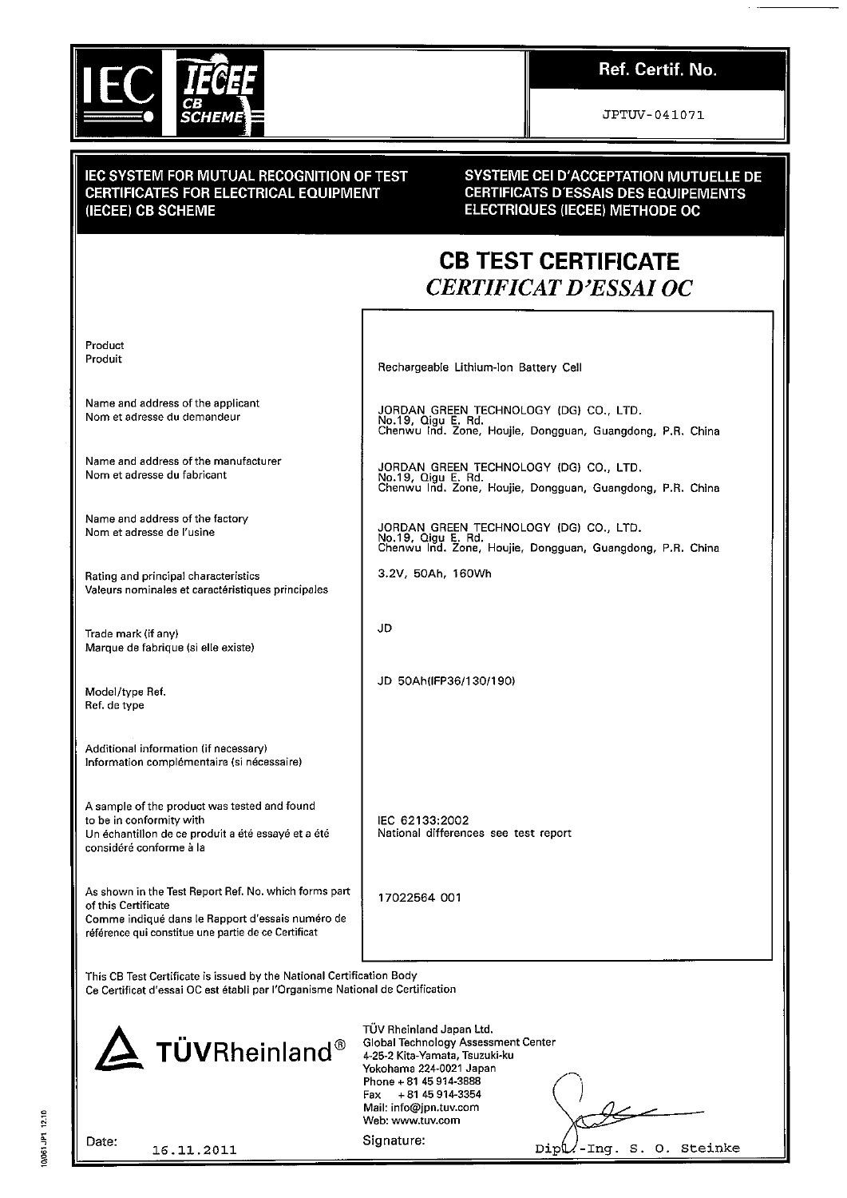IEC | IECEE CB SCHEME

**Ref. Certif. No.**

JPTUV-041071

**IEC SYSTEM FOR MUTUAL RECOGNITION OF TEST CERTIFICATES FOR ELECTRICAL EQUIPMENT (IECEE) CB SCHEME**

**SYSTEME CEI D'ACCEPTATION MUTUELLE DE CERTIFICATS D'ESSAIS DES EQUIPEMENTS ELECTRIQUES (IECEE) METHODE OC**

# CB TEST CERTIFICATE

## *CERTIFICAT D'ESSAI OC*

| | |
|---|---|
| Product<br>Produit | Rechargeable Lithium-Ion Battery Cell |
| Name and address of the applicant<br>Nom et adresse du demandeur | JORDAN GREEN TECHNOLOGY (DG) CO., LTD.<br>No.19, Qigu E. Rd.<br>Chenwu Ind. Zone, Houjie, Dongguan, Guangdong, P.R. China |
| Name and address of the manufacturer<br>Nom et adresse du fabricant | JORDAN GREEN TECHNOLOGY (DG) CO., LTD.<br>No.19, Qigu E. Rd.<br>Chenwu Ind. Zone, Houjie, Dongguan, Guangdong, P.R. China |
| Name and address of the factory<br>Nom et adresse de l'usine | JORDAN GREEN TECHNOLOGY (DG) CO., LTD.<br>No.19, Qigu E. Rd.<br>Chenwu Ind. Zone, Houjie, Dongguan, Guangdong, P.R. China |
| Rating and principal characteristics<br>Valeurs nominales et caractéristiques principales | 3.2V, 50Ah, 160Wh |
| Trade mark (if any)<br>Marque de fabrique (si elle existe) | JD |
| Model/type Ref.<br>Ref. de type | JD 50Ah(IFP36/130/190) |
| Additional information (if necessary)<br>Information complémentaire (si nécessaire) | |
| A sample of the product was tested and found to be in conformity with<br>Un échantillon de ce produit a été essayé et a été considéré conforme à la | IEC 62133:2002<br>National differences see test report |
| As shown in the Test Report Ref. No. which forms part of this Certificate<br>Comme indiqué dans le Rapport d'essais numéro de référence qui constitue une partie de ce Certificat | 17022564 001 |

This CB Test Certificate is issued by the National Certification Body
Ce Certificat d'essai OC est établi par l'Organisme National de Certification

TÜVRheinland®

TÜV Rheinland Japan Ltd.
Global Technology Assessment Center
4-25-2 Kita-Yamata, Tsuzuki-ku
Yokohama 224-0021 Japan
Phone + 81 45 914-3888
Fax + 81 45 914-3354
Mail: info@jpn.tuv.com
Web: www.tuv.com

Date: 16.11.2011

Signature: Dipl.-Ing. S. O. Steinke

10061JP1 12.10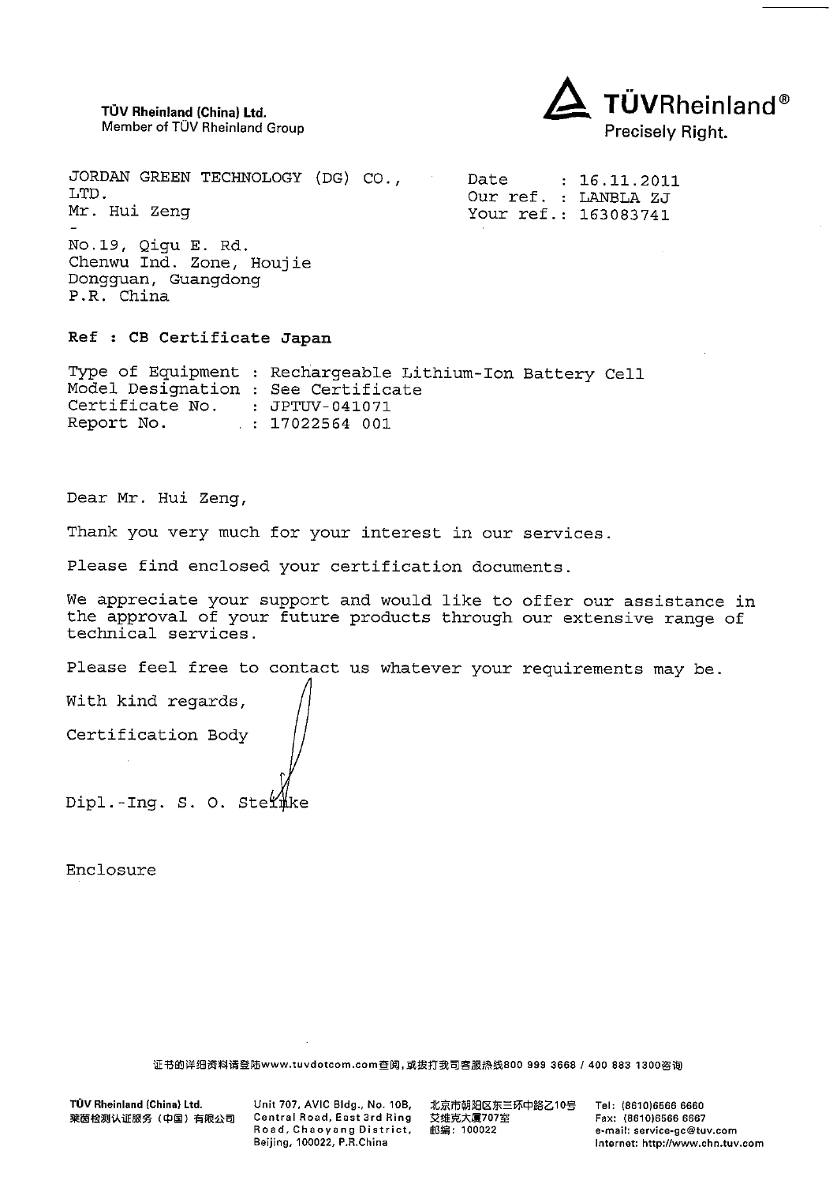**TÜV Rheinland (China) Ltd.**
Member of TÜV Rheinland Group

**TÜVRheinland®**
Precisely Right.

JORDAN GREEN TECHNOLOGY (DG) CO., LTD.
Mr. Hui Zeng
-
No.19, Qigu E. Rd.
Chenwu Ind. Zone, Houjie
Dongguan, Guangdong
P.R. China

Date : 16.11.2011
Our ref. : LANBLA ZJ
Your ref.: 163083741

**Ref : CB Certificate Japan**

Type of Equipment : Rechargeable Lithium-Ion Battery Cell
Model Designation : See Certificate
Certificate No. : JPTUV-041071
Report No. : 17022564 001

Dear Mr. Hui Zeng,

Thank you very much for your interest in our services.

Please find enclosed your certification documents.

We appreciate your support and would like to offer our assistance in the approval of your future products through our extensive range of technical services.

Please feel free to contact us whatever your requirements may be.

With kind regards,

Certification Body

Dipl.-Ing. S. O. Steinke

Enclosure

证书的详细资料请登陆www.tuvdotcom.com查阅，或拨打我司客服热线800 999 3668 / 400 883 1300咨询

**TÜV Rheinland (China) Ltd.**
莱茵检测认证服务（中国）有限公司

Unit 707, AVIC Bldg., No. 10B, Central Road, East 3rd Ring Road, Chaoyang District, Beijing, 100022, P.R.China

北京市朝阳区东三环中路乙10号
艾维克大厦707室
邮编：100022

Tel: (8610)6566 6660
Fax: (8610)6566 6667
e-mail: service-gc@tuv.com
Internet: http://www.chn.tuv.com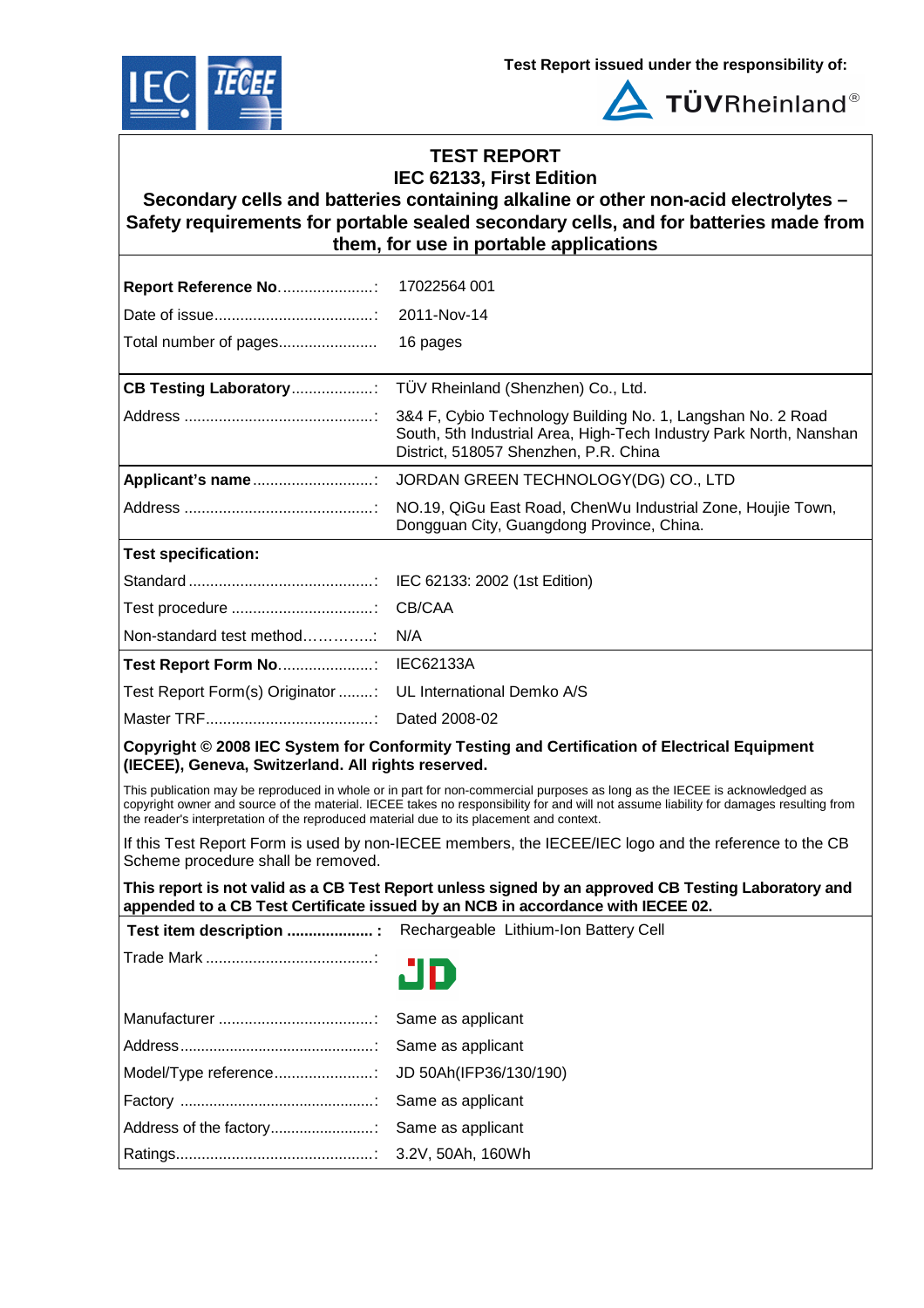Test Report issued under the responsibility of:

TÜVRheinland®

# TEST REPORT
## IEC 62133, First Edition
## Secondary cells and batteries containing alkaline or other non-acid electrolytes – Safety requirements for portable sealed secondary cells, and for batteries made from them, for use in portable applications

| | |
|---|---|
| **Report Reference No.** ..................... : | 17022564 001 |
| Date of issue..................................... : | 2011-Nov-14 |
| Total number of pages....................... | 16 pages |

| | |
|---|---|
| **CB Testing Laboratory** ................... : | TÜV Rheinland (Shenzhen) Co., Ltd. |
| Address ........................................... : | 3&4 F, Cybio Technology Building No. 1, Langshan No. 2 Road South, 5th Industrial Area, High-Tech Industry Park North, Nanshan District, 518057 Shenzhen, P.R. China |
| **Applicant's name** ............................ : | JORDAN GREEN TECHNOLOGY(DG) CO., LTD |
| Address ........................................... : | NO.19, QiGu East Road, ChenWu Industrial Zone, Houjie Town, Dongguan City, Guangdong Province, China. |
| **Test specification:** | |
| Standard .......................................... : | IEC 62133: 2002 (1st Edition) |
| Test procedure ................................. : | CB/CAA |
| Non-standard test method…………..: | N/A |
| **Test Report Form No.** ..................... : | IEC62133A |
| Test Report Form(s) Originator ........ : | UL International Demko A/S |
| Master TRF....................................... : | Dated 2008-02 |

**Copyright © 2008 IEC System for Conformity Testing and Certification of Electrical Equipment (IECEE), Geneva, Switzerland. All rights reserved.**

This publication may be reproduced in whole or in part for non-commercial purposes as long as the IECEE is acknowledged as copyright owner and source of the material. IECEE takes no responsibility for and will not assume liability for damages resulting from the reader's interpretation of the reproduced material due to its placement and context.

If this Test Report Form is used by non-IECEE members, the IECEE/IEC logo and the reference to the CB Scheme procedure shall be removed.

**This report is not valid as a CB Test Report unless signed by an approved CB Testing Laboratory and appended to a CB Test Certificate issued by an NCB in accordance with IECEE 02.**

| | |
|---|---|
| **Test item description .................... :** | Rechargeable Lithium-Ion Battery Cell |
| Trade Mark ....................................... : | JD |
| Manufacturer .................................... : | Same as applicant |
| Address............................................. : | Same as applicant |
| Model/Type reference....................... : | JD 50Ah(IFP36/130/190) |
| Factory ............................................. : | Same as applicant |
| Address of the factory........................ : | Same as applicant |
| Ratings.............................................. : | 3.2V, 50Ah, 160Wh |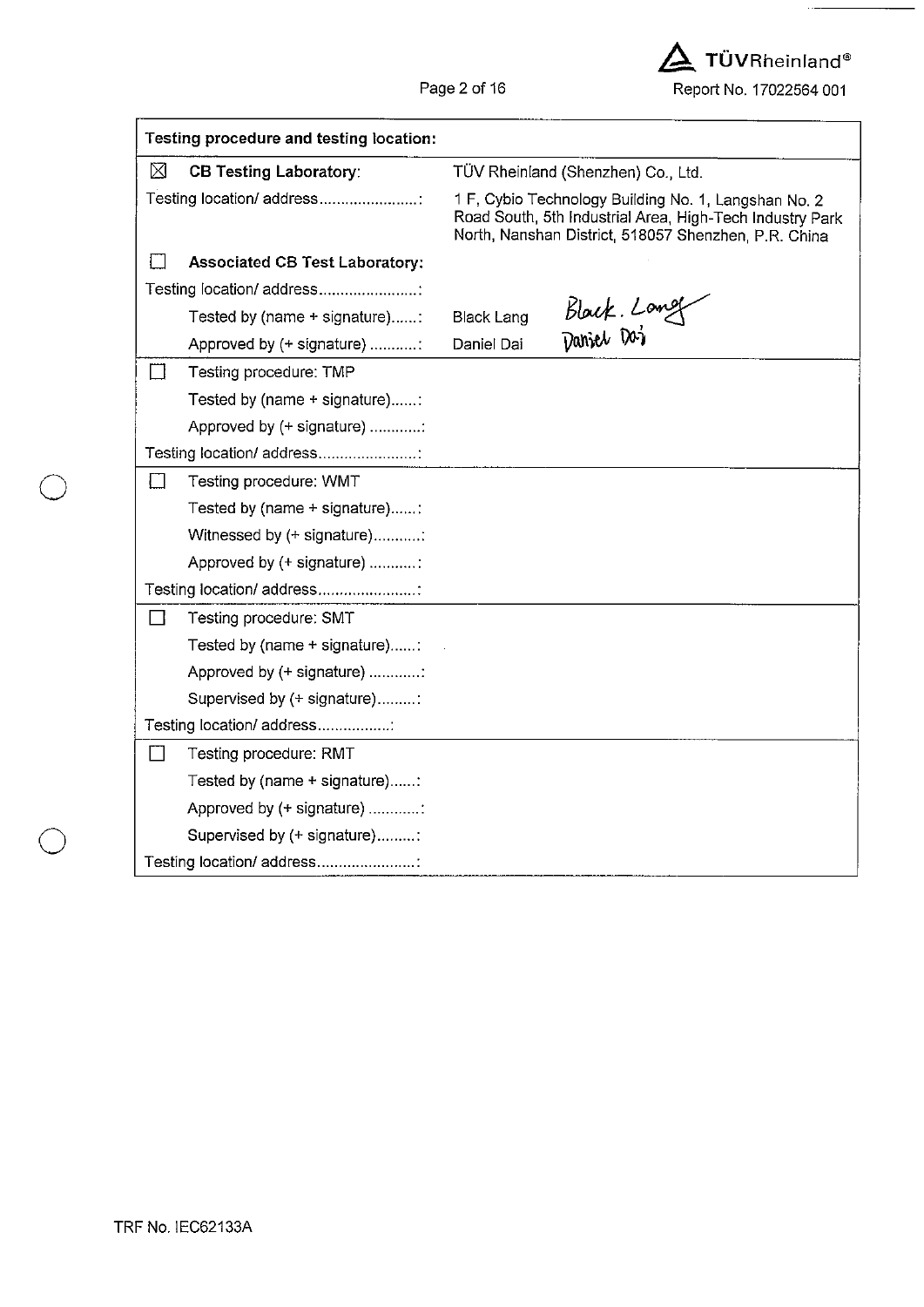| Testing procedure and testing location: | |
|---|---|
| ☒ **CB Testing Laboratory**: | TÜV Rheinland (Shenzhen) Co., Ltd. |
| Testing location/ address.......................: | 1 F, Cybio Technology Building No. 1, Langshan No. 2 Road South, 5th Industrial Area, High-Tech Industry Park North, Nanshan District, 518057 Shenzhen, P.R. China |
| ☐ **Associated CB Test Laboratory:** | |
| Testing location/ address.......................: | |
| Tested by (name + signature)......: | Black Lang Black. Lang |
| Approved by (+ signature) ...........: | Daniel Dai Daniel Dai |
| ☐ Testing procedure: TMP | |
| Tested by (name + signature)......: | |
| Approved by (+ signature) ...........: | |
| Testing location/ address.......................: | |
| ☐ Testing procedure: WMT | |
| Tested by (name + signature)......: | |
| Witnessed by (+ signature)...........: | |
| Approved by (+ signature) ...........: | |
| Testing location/ address.......................: | |
| ☐ Testing procedure: SMT | |
| Tested by (name + signature)......: | |
| Approved by (+ signature) ...........: | |
| Supervised by (+ signature).........: | |
| Testing location/ address.................: | |
| ☐ Testing procedure: RMT | |
| Tested by (name + signature)......: | |
| Approved by (+ signature) ...........: | |
| Supervised by (+ signature).........: | |
| Testing location/ address.......................: | |

TRF No. IEC62133A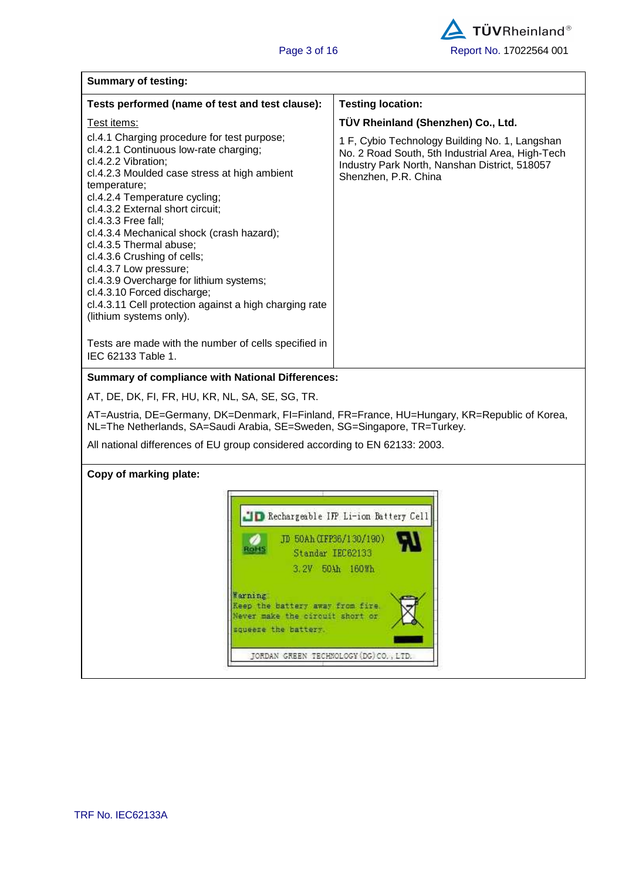| **Summary of testing:** | |
|---|---|
| **Tests performed (name of test and test clause):** | **Testing location:** |
| Test items:<br>cl.4.1 Charging procedure for test purpose;<br>cl.4.2.1 Continuous low-rate charging;<br>cl.4.2.2 Vibration;<br>cl.4.2.3 Moulded case stress at high ambient temperature;<br>cl.4.2.4 Temperature cycling;<br>cl.4.3.2 External short circuit;<br>cl.4.3.3 Free fall;<br>cl.4.3.4 Mechanical shock (crash hazard);<br>cl.4.3.5 Thermal abuse;<br>cl.4.3.6 Crushing of cells;<br>cl.4.3.7 Low pressure;<br>cl.4.3.9 Overcharge for lithium systems;<br>cl.4.3.10 Forced discharge;<br>cl.4.3.11 Cell protection against a high charging rate (lithium systems only).<br><br>Tests are made with the number of cells specified in IEC 62133 Table 1. | **TÜV Rheinland (Shenzhen) Co., Ltd.**<br>1 F, Cybio Technology Building No. 1, Langshan No. 2 Road South, 5th Industrial Area, High-Tech Industry Park North, Nanshan District, 518057 Shenzhen, P.R. China |

**Summary of compliance with National Differences:**

AT, DE, DK, FI, FR, HU, KR, NL, SA, SE, SG, TR.

AT=Austria, DE=Germany, DK=Denmark, FI=Finland, FR=France, HU=Hungary, KR=Republic of Korea, NL=The Netherlands, SA=Saudi Arabia, SE=Sweden, SG=Singapore, TR=Turkey.

All national differences of EU group considered according to EN 62133: 2003.

**Copy of marking plate:**

JD Rechargeable IFP Li-ion Battery Cell

RoHS

JD 50Ah (IFP36/130/190)

Standar IEC62133

3.2V 50Ah 160Wh

Warning

Keep the battery away from fire.

Never make the circuit short or squeeze the battery.

JORDAN GREEN TECHNOLOGY (DG) CO., LTD.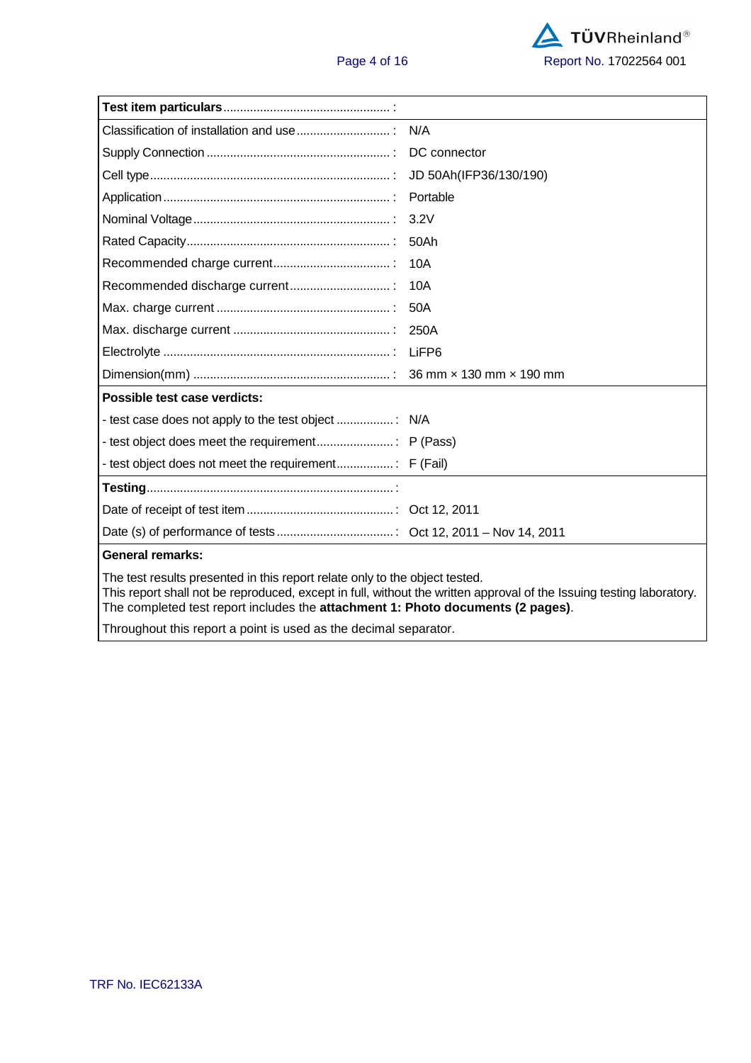| **Test item particulars** ................................................. : | |
|---|---|
| Classification of installation and use ........................... : | N/A |
| Supply Connection ...................................................... : | DC connector |
| Cell type ....................................................................... : | JD 50Ah(IFP36/130/190) |
| Application .................................................................. : | Portable |
| Nominal Voltage .......................................................... : | 3.2V |
| Rated Capacity ............................................................ : | 50Ah |
| Recommended charge current .................................. : | 10A |
| Recommended discharge current ............................. : | 10A |
| Max. charge current ................................................... : | 50A |
| Max. discharge current .............................................. : | 250A |
| Electrolyte ................................................................... : | LiFP6 |
| Dimension(mm) .......................................................... : | 36 mm × 130 mm × 190 mm |
| **Possible test case verdicts:** | |
| - test case does not apply to the test object ................ : | N/A |
| - test object does meet the requirement ...................... : | P (Pass) |
| - test object does not meet the requirement ................ : | F (Fail) |
| **Testing** ........................................................................ : | |
| Date of receipt of test item ........................................... : | Oct 12, 2011 |
| Date (s) of performance of tests .................................. : | Oct 12, 2011 – Nov 14, 2011 |

**General remarks:**

The test results presented in this report relate only to the object tested.
This report shall not be reproduced, except in full, without the written approval of the Issuing testing laboratory.
The completed test report includes the **attachment 1: Photo documents (2 pages)**.

Throughout this report a point is used as the decimal separator.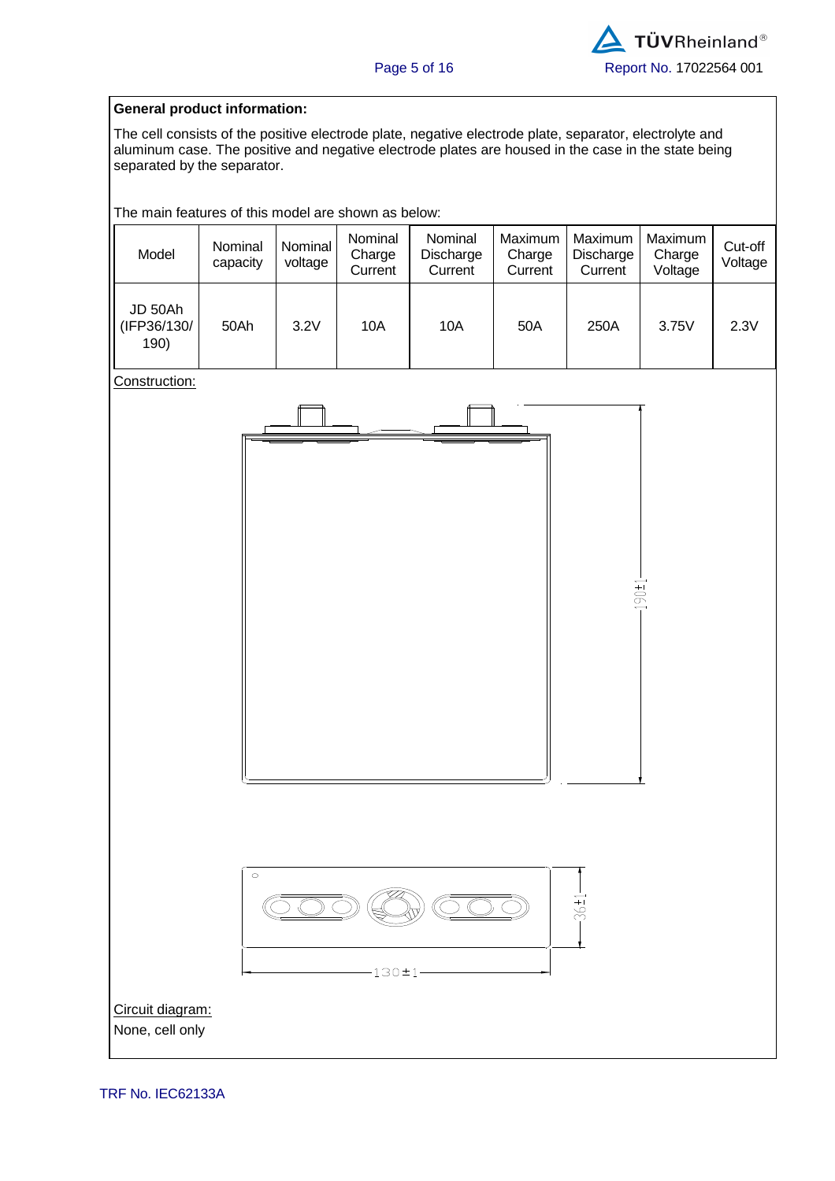**General product information:**

The cell consists of the positive electrode plate, negative electrode plate, separator, electrolyte and aluminum case. The positive and negative electrode plates are housed in the case in the state being separated by the separator.

The main features of this model are shown as below:

| Model | Nominal capacity | Nominal voltage | Nominal Charge Current | Nominal Discharge Current | Maximum Charge Current | Maximum Discharge Current | Maximum Charge Voltage | Cut-off Voltage |
|---|---|---|---|---|---|---|---|---|
| JD 50Ah (IFP36/130/190) | 50Ah | 3.2V | 10A | 10A | 50A | 250A | 3.75V | 2.3V |

Construction:

190±1

36±1

130±1

Circuit diagram:

None, cell only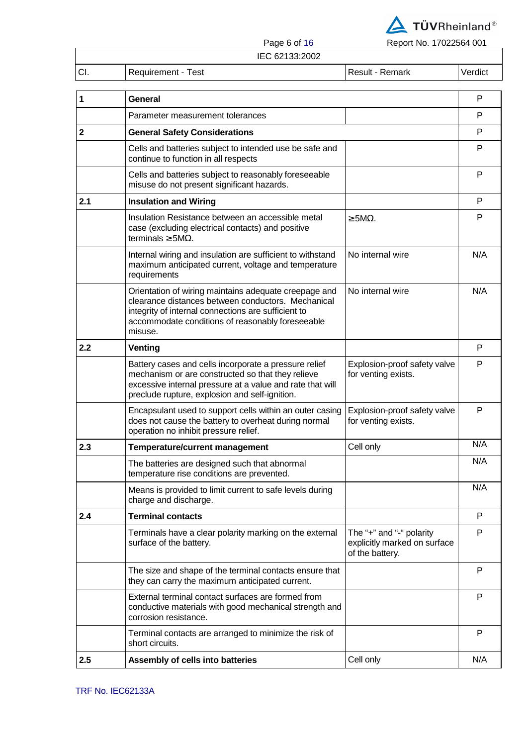IEC 62133:2002

| Cl. | Requirement - Test | Result - Remark | Verdict |
|---|---|---|---|
| **1** | **General** | | P |
| | Parameter measurement tolerances | | P |
| **2** | **General Safety Considerations** | | P |
| | Cells and batteries subject to intended use be safe and continue to function in all respects | | P |
| | Cells and batteries subject to reasonably foreseeable misuse do not present significant hazards. | | P |
| **2.1** | **Insulation and Wiring** | | P |
| | Insulation Resistance between an accessible metal case (excluding electrical contacts) and positive terminals ≥5MΩ. | ≥5MΩ. | P |
| | Internal wiring and insulation are sufficient to withstand maximum anticipated current, voltage and temperature requirements | No internal wire | N/A |
| | Orientation of wiring maintains adequate creepage and clearance distances between conductors. Mechanical integrity of internal connections are sufficient to accommodate conditions of reasonably foreseeable misuse. | No internal wire | N/A |
| **2.2** | **Venting** | | P |
| | Battery cases and cells incorporate a pressure relief mechanism or are constructed so that they relieve excessive internal pressure at a value and rate that will preclude rupture, explosion and self-ignition. | Explosion-proof safety valve for venting exists. | P |
| | Encapsulant used to support cells within an outer casing does not cause the battery to overheat during normal operation no inhibit pressure relief. | Explosion-proof safety valve for venting exists. | P |
| **2.3** | **Temperature/current management** | Cell only | N/A |
| | The batteries are designed such that abnormal temperature rise conditions are prevented. | | N/A |
| | Means is provided to limit current to safe levels during charge and discharge. | | N/A |
| **2.4** | **Terminal contacts** | | P |
| | Terminals have a clear polarity marking on the external surface of the battery. | The "+" and "-" polarity explicitly marked on surface of the battery. | P |
| | The size and shape of the terminal contacts ensure that they can carry the maximum anticipated current. | | P |
| | External terminal contact surfaces are formed from conductive materials with good mechanical strength and corrosion resistance. | | P |
| | Terminal contacts are arranged to minimize the risk of short circuits. | | P |
| **2.5** | **Assembly of cells into batteries** | Cell only | N/A |

TRF No. IEC62133A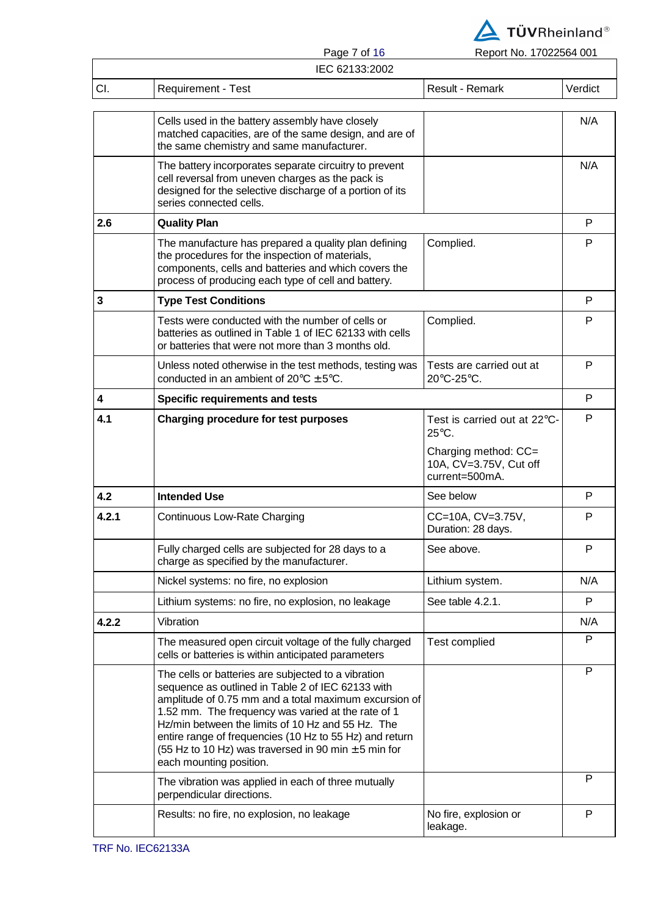IEC 62133:2002

| Cl. | Requirement - Test | Result - Remark | Verdict |
|---|---|---|---|
| | Cells used in the battery assembly have closely matched capacities, are of the same design, and are of the same chemistry and same manufacturer. | | N/A |
| | The battery incorporates separate circuitry to prevent cell reversal from uneven charges as the pack is designed for the selective discharge of a portion of its series connected cells. | | N/A |
| **2.6** | **Quality Plan** | | P |
| | The manufacture has prepared a quality plan defining the procedures for the inspection of materials, components, cells and batteries and which covers the process of producing each type of cell and battery. | Complied. | P |
| **3** | **Type Test Conditions** | | P |
| | Tests were conducted with the number of cells or batteries as outlined in Table 1 of IEC 62133 with cells or batteries that were not more than 3 months old. | Complied. | P |
| | Unless noted otherwise in the test methods, testing was conducted in an ambient of 20°C ±5°C. | Tests are carried out at 20°C-25°C. | P |
| **4** | **Specific requirements and tests** | | P |
| **4.1** | **Charging procedure for test purposes** | Test is carried out at 22°C-25°C.<br><br>Charging method: CC= 10A, CV=3.75V, Cut off current=500mA. | P |
| **4.2** | **Intended Use** | See below | P |
| **4.2.1** | Continuous Low-Rate Charging | CC=10A, CV=3.75V, Duration: 28 days. | P |
| | Fully charged cells are subjected for 28 days to a charge as specified by the manufacturer. | See above. | P |
| | Nickel systems: no fire, no explosion | Lithium system. | N/A |
| | Lithium systems: no fire, no explosion, no leakage | See table 4.2.1. | P |
| **4.2.2** | Vibration | | N/A |
| | The measured open circuit voltage of the fully charged cells or batteries is within anticipated parameters | Test complied | P |
| | The cells or batteries are subjected to a vibration sequence as outlined in Table 2 of IEC 62133 with amplitude of 0.75 mm and a total maximum excursion of 1.52 mm. The frequency was varied at the rate of 1 Hz/min between the limits of 10 Hz and 55 Hz. The entire range of frequencies (10 Hz to 55 Hz) and return (55 Hz to 10 Hz) was traversed in 90 min ±5 min for each mounting position. | | P |
| | The vibration was applied in each of three mutually perpendicular directions. | | P |
| | Results: no fire, no explosion, no leakage | No fire, explosion or leakage. | P |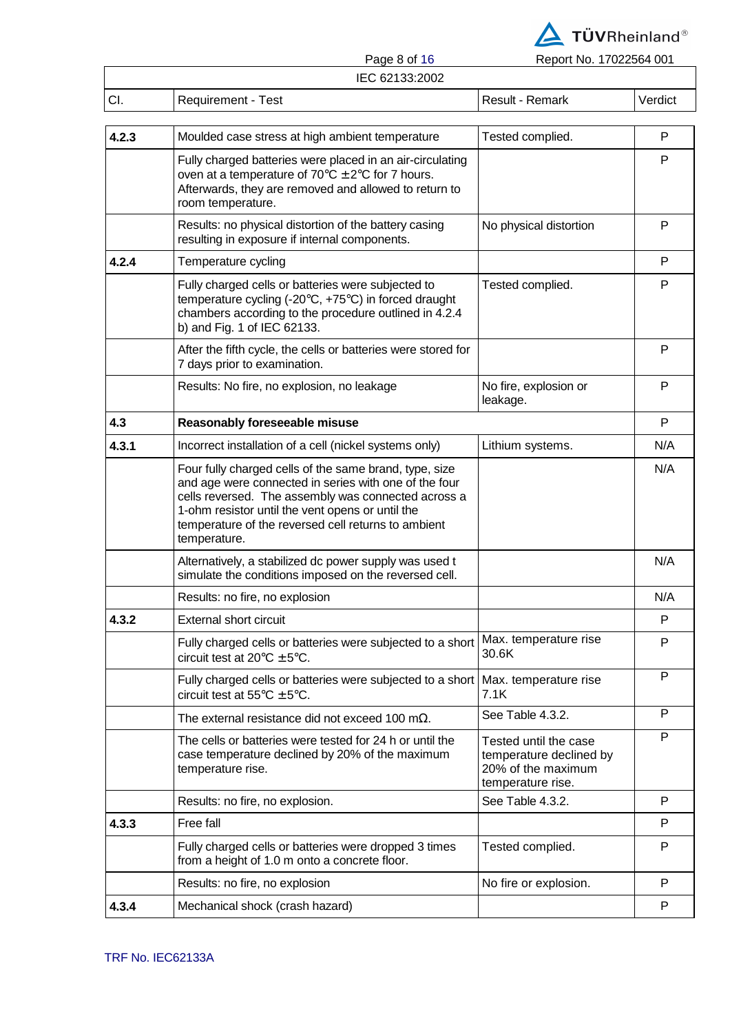IEC 62133:2002

| Cl. | Requirement - Test | Result - Remark | Verdict |
|---|---|---|---|
| **4.2.3** | Moulded case stress at high ambient temperature | Tested complied. | P |
| | Fully charged batteries were placed in an air-circulating oven at a temperature of 70°C ± 2°C for 7 hours. Afterwards, they are removed and allowed to return to room temperature. | | P |
| | Results: no physical distortion of the battery casing resulting in exposure if internal components. | No physical distortion | P |
| **4.2.4** | Temperature cycling | | P |
| | Fully charged cells or batteries were subjected to temperature cycling (-20°C, +75°C) in forced draught chambers according to the procedure outlined in 4.2.4 b) and Fig. 1 of IEC 62133. | Tested complied. | P |
| | After the fifth cycle, the cells or batteries were stored for 7 days prior to examination. | | P |
| | Results: No fire, no explosion, no leakage | No fire, explosion or leakage. | P |
| **4.3** | **Reasonably foreseeable misuse** | | P |
| **4.3.1** | Incorrect installation of a cell (nickel systems only) | Lithium systems. | N/A |
| | Four fully charged cells of the same brand, type, size and age were connected in series with one of the four cells reversed. The assembly was connected across a 1-ohm resistor until the vent opens or until the temperature of the reversed cell returns to ambient temperature. | | N/A |
| | Alternatively, a stabilized dc power supply was used t simulate the conditions imposed on the reversed cell. | | N/A |
| | Results: no fire, no explosion | | N/A |
| **4.3.2** | External short circuit | | P |
| | Fully charged cells or batteries were subjected to a short circuit test at 20°C ± 5°C. | Max. temperature rise 30.6K | P |
| | Fully charged cells or batteries were subjected to a short circuit test at 55°C ± 5°C. | Max. temperature rise 7.1K | P |
| | The external resistance did not exceed 100 mΩ. | See Table 4.3.2. | P |
| | The cells or batteries were tested for 24 h or until the case temperature declined by 20% of the maximum temperature rise. | Tested until the case temperature declined by 20% of the maximum temperature rise. | P |
| | Results: no fire, no explosion. | See Table 4.3.2. | P |
| **4.3.3** | Free fall | | P |
| | Fully charged cells or batteries were dropped 3 times from a height of 1.0 m onto a concrete floor. | Tested complied. | P |
| | Results: no fire, no explosion | No fire or explosion. | P |
| **4.3.4** | Mechanical shock (crash hazard) | | P |

TRF No. IEC62133A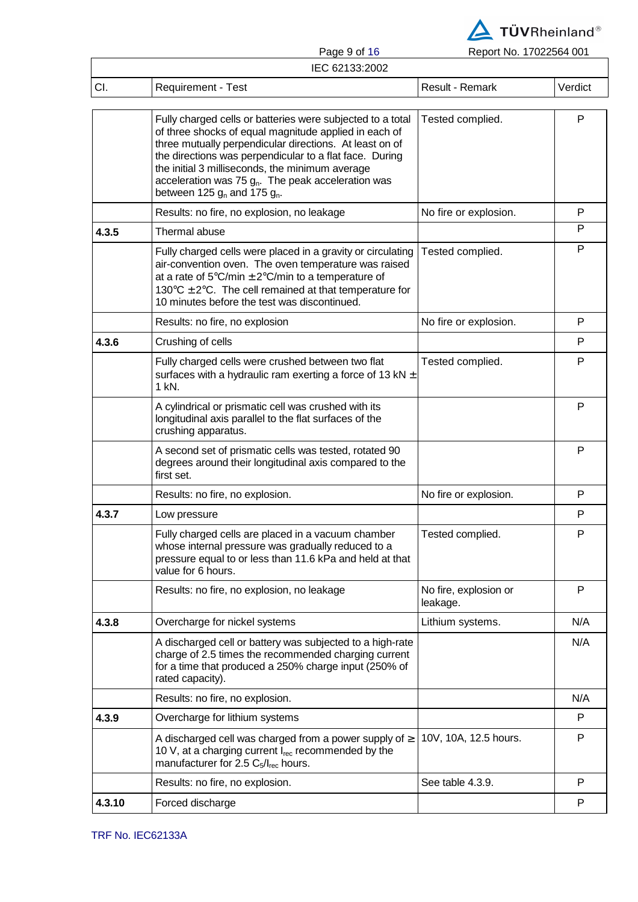| Cl. | Requirement - Test | Result - Remark | Verdict |
| --- | --- | --- | --- |
| | Fully charged cells or batteries were subjected to a total of three shocks of equal magnitude applied in each of three mutually perpendicular directions. At least on of the directions was perpendicular to a flat face. During the initial 3 milliseconds, the minimum average acceleration was 75 $g_n$. The peak acceleration was between 125 $g_n$ and 175 $g_n$. | Tested complied. | P |
| | Results: no fire, no explosion, no leakage | No fire or explosion. | P |
| **4.3.5** | Thermal abuse | | P |
| | Fully charged cells were placed in a gravity or circulating air-convention oven. The oven temperature was raised at a rate of 5°C/min ± 2°C/min to a temperature of 130°C ± 2°C. The cell remained at that temperature for 10 minutes before the test was discontinued. | Tested complied. | P |
| | Results: no fire, no explosion | No fire or explosion. | P |
| **4.3.6** | Crushing of cells | | P |
| | Fully charged cells were crushed between two flat surfaces with a hydraulic ram exerting a force of 13 kN ± 1 kN. | Tested complied. | P |
| | A cylindrical or prismatic cell was crushed with its longitudinal axis parallel to the flat surfaces of the crushing apparatus. | | P |
| | A second set of prismatic cells was tested, rotated 90 degrees around their longitudinal axis compared to the first set. | | P |
| | Results: no fire, no explosion. | No fire or explosion. | P |
| **4.3.7** | Low pressure | | P |
| | Fully charged cells are placed in a vacuum chamber whose internal pressure was gradually reduced to a pressure equal to or less than 11.6 kPa and held at that value for 6 hours. | Tested complied. | P |
| | Results: no fire, no explosion, no leakage | No fire, explosion or leakage. | P |
| **4.3.8** | Overcharge for nickel systems | Lithium systems. | N/A |
| | A discharged cell or battery was subjected to a high-rate charge of 2.5 times the recommended charging current for a time that produced a 250% charge input (250% of rated capacity). | | N/A |
| | Results: no fire, no explosion. | | N/A |
| **4.3.9** | Overcharge for lithium systems | | P |
| | A discharged cell was charged from a power supply of ≥ 10 V, at a charging current $I_{rec}$ recommended by the manufacturer for 2.5 $C_5/I_{rec}$ hours. | 10V, 10A, 12.5 hours. | P |
| | Results: no fire, no explosion. | See table 4.3.9. | P |
| **4.3.10** | Forced discharge | | P |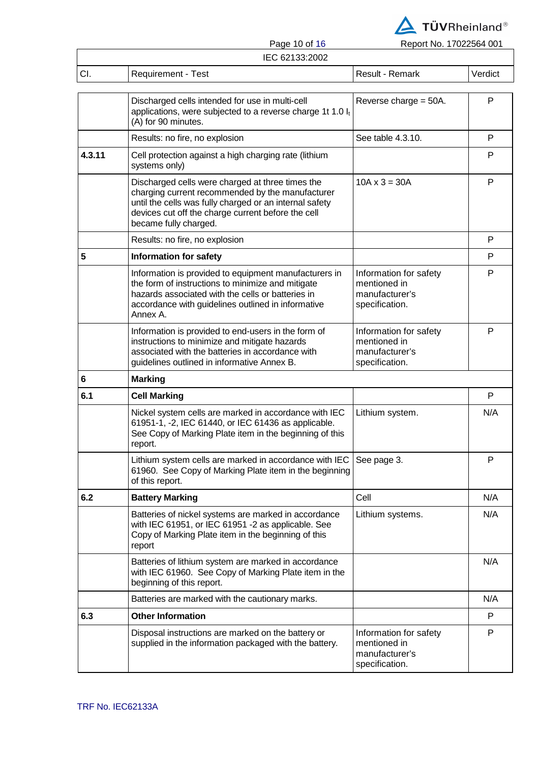IEC 62133:2002

| Cl. | Requirement - Test | Result - Remark | Verdict |
|---|---|---|---|
| | Discharged cells intended for use in multi-cell applications, were subjected to a reverse charge 1t 1.0 $I_t$ (A) for 90 minutes. | Reverse charge = 50A. | P |
| | Results: no fire, no explosion | See table 4.3.10. | P |
| **4.3.11** | Cell protection against a high charging rate (lithium systems only) | | P |
| | Discharged cells were charged at three times the charging current recommended by the manufacturer until the cells was fully charged or an internal safety devices cut off the charge current before the cell became fully charged. | 10A x 3 = 30A | P |
| | Results: no fire, no explosion | | P |
| **5** | **Information for safety** | | P |
| | Information is provided to equipment manufacturers in the form of instructions to minimize and mitigate hazards associated with the cells or batteries in accordance with guidelines outlined in informative Annex A. | Information for safety mentioned in manufacturer's specification. | P |
| | Information is provided to end-users in the form of instructions to minimize and mitigate hazards associated with the batteries in accordance with guidelines outlined in informative Annex B. | Information for safety mentioned in manufacturer's specification. | P |
| **6** | **Marking** | | |
| **6.1** | **Cell Marking** | | P |
| | Nickel system cells are marked in accordance with IEC 61951-1, -2, IEC 61440, or IEC 61436 as applicable. See Copy of Marking Plate item in the beginning of this report. | Lithium system. | N/A |
| | Lithium system cells are marked in accordance with IEC 61960. See Copy of Marking Plate item in the beginning of this report. | See page 3. | P |
| **6.2** | **Battery Marking** | Cell | N/A |
| | Batteries of nickel systems are marked in accordance with IEC 61951, or IEC 61951 -2 as applicable. See Copy of Marking Plate item in the beginning of this report | Lithium systems. | N/A |
| | Batteries of lithium system are marked in accordance with IEC 61960. See Copy of Marking Plate item in the beginning of this report. | | N/A |
| | Batteries are marked with the cautionary marks. | | N/A |
| **6.3** | **Other Information** | | P |
| | Disposal instructions are marked on the battery or supplied in the information packaged with the battery. | Information for safety mentioned in manufacturer's specification. | P |

TRF No. IEC62133A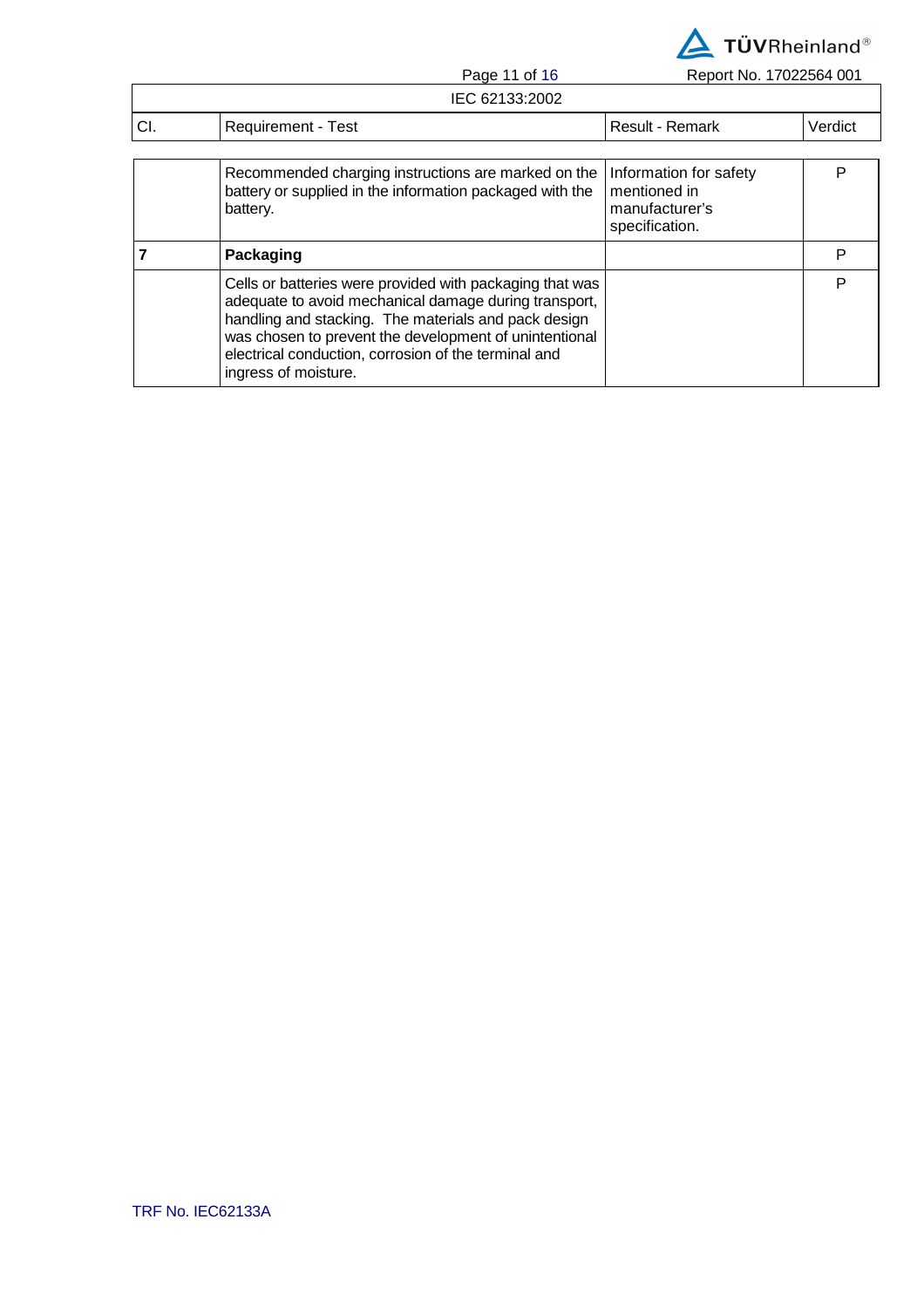| Cl. | Requirement - Test | Result - Remark | Verdict |
| --- | --- | --- | --- |
| | Recommended charging instructions are marked on the battery or supplied in the information packaged with the battery. | Information for safety mentioned in manufacturer's specification. | P |
| **7** | **Packaging** | | P |
| | Cells or batteries were provided with packaging that was adequate to avoid mechanical damage during transport, handling and stacking. The materials and pack design was chosen to prevent the development of unintentional electrical conduction, corrosion of the terminal and ingress of moisture. | | P |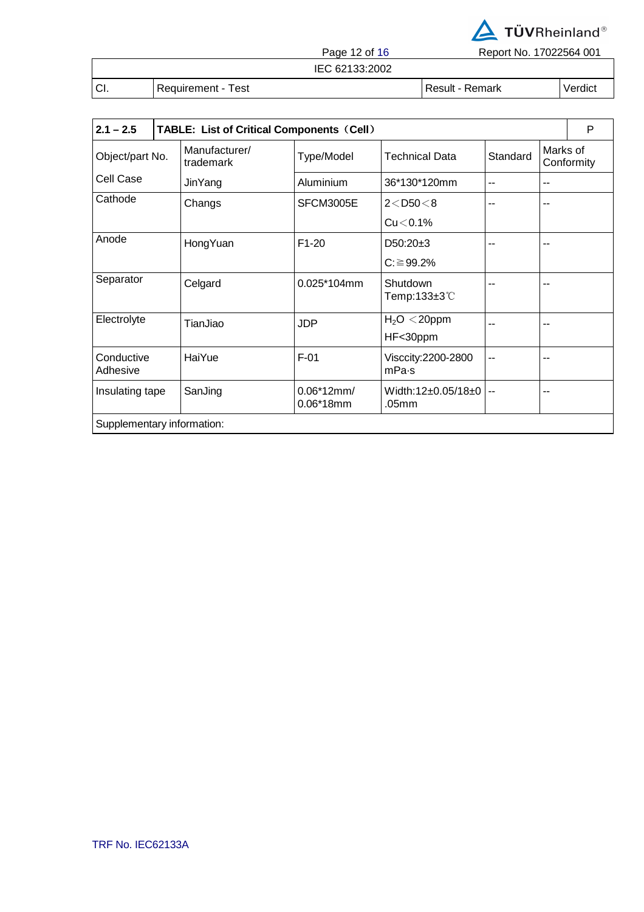| Cl. | Requirement - Test | Result - Remark | Verdict |
|---|---|---|---|

| 2.1 – 2.5 | TABLE: List of Critical Components（Cell） | | | | P |
|---|---|---|---|---|---|
| Object/part No. | Manufacturer/ trademark | Type/Model | Technical Data | Standard | Marks of Conformity |
| Cell Case | JinYang | Aluminium | 36*130*120mm | -- | -- |
| Cathode | Changs | SFCM3005E | 2＜D50＜8<br>Cu＜0.1% | -- | -- |
| Anode | HongYuan | F1-20 | D50:20±3<br>C:≧99.2% | -- | -- |
| Separator | Celgard | 0.025*104mm | Shutdown Temp:133±3℃ | -- | -- |
| Electrolyte | TianJiao | JDP | $H_2O$ ＜20ppm<br>HF<30ppm | -- | -- |
| Conductive Adhesive | HaiYue | F-01 | Visccity:2200-2800 mPa·s | -- | -- |
| Insulating tape | SanJing | 0.06*12mm/ 0.06*18mm | Width:12±0.05/18±0.05mm | -- | -- |
| Supplementary information: | | | | | |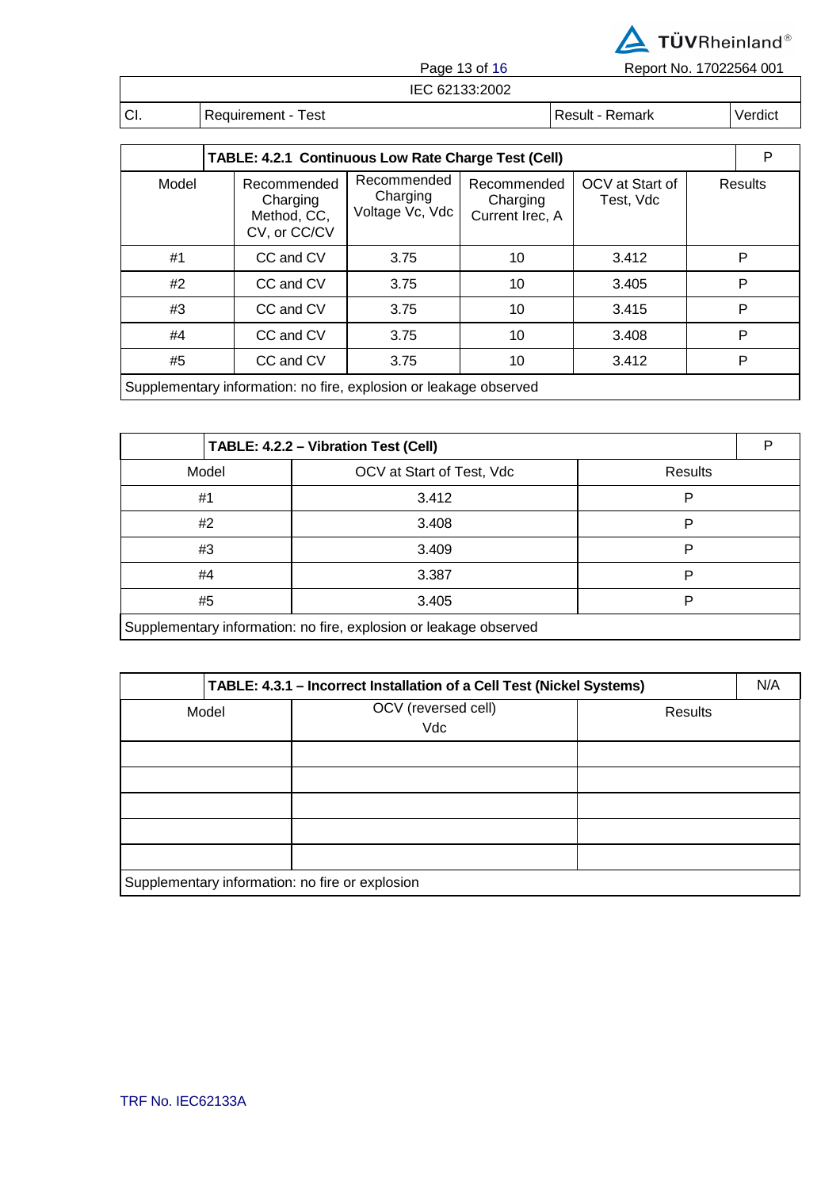| Cl. | Requirement - Test | Result - Remark | Verdict |
|---|---|---|---|

| TABLE: 4.2.1 Continuous Low Rate Charge Test (Cell) | | | | | P |
|---|---|---|---|---|---|
| Model | Recommended Charging Method, CC, CV, or CC/CV | Recommended Charging Voltage Vc, Vdc | Recommended Charging Current Irec, A | OCV at Start of Test, Vdc | Results |
| #1 | CC and CV | 3.75 | 10 | 3.412 | P |
| #2 | CC and CV | 3.75 | 10 | 3.405 | P |
| #3 | CC and CV | 3.75 | 10 | 3.415 | P |
| #4 | CC and CV | 3.75 | 10 | 3.408 | P |
| #5 | CC and CV | 3.75 | 10 | 3.412 | P |
| Supplementary information: no fire, explosion or leakage observed | | | | | |

| TABLE: 4.2.2 – Vibration Test (Cell) | | P |
|---|---|---|
| Model | OCV at Start of Test, Vdc | Results |
| #1 | 3.412 | P |
| #2 | 3.408 | P |
| #3 | 3.409 | P |
| #4 | 3.387 | P |
| #5 | 3.405 | P |
| Supplementary information: no fire, explosion or leakage observed | | |

| TABLE: 4.3.1 – Incorrect Installation of a Cell Test (Nickel Systems) | | N/A |
|---|---|---|
| Model | OCV (reversed cell) Vdc | Results |
| | | |
| | | |
| | | |
| | | |
| | | |
| Supplementary information: no fire or explosion | | |

TRF No. IEC62133A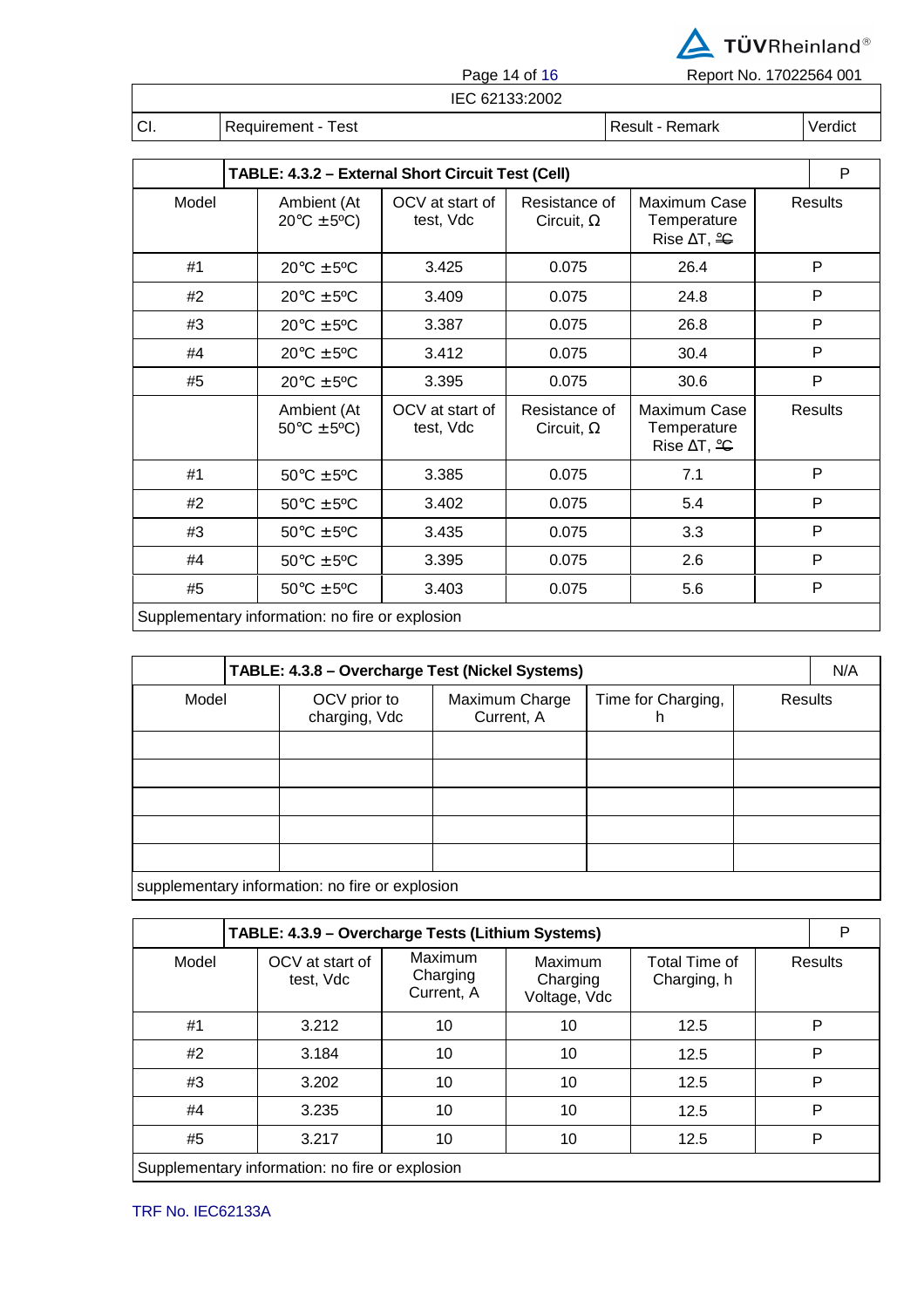| Cl. | Requirement - Test | Result - Remark | Verdict |
|---|---|---|---|

| TABLE: 4.3.2 – External Short Circuit Test (Cell) | | | | | P |
|---|---|---|---|---|---|
| Model | Ambient (At 20°C ±5ºC) | OCV at start of test, Vdc | Resistance of Circuit, Ω | Maximum Case Temperature Rise ΔT, ºC | Results |
| #1 | 20°C ±5ºC | 3.425 | 0.075 | 26.4 | P |
| #2 | 20°C ±5ºC | 3.409 | 0.075 | 24.8 | P |
| #3 | 20°C ±5ºC | 3.387 | 0.075 | 26.8 | P |
| #4 | 20°C ±5ºC | 3.412 | 0.075 | 30.4 | P |
| #5 | 20°C ±5ºC | 3.395 | 0.075 | 30.6 | P |
| | Ambient (At 50°C ±5ºC) | OCV at start of test, Vdc | Resistance of Circuit, Ω | Maximum Case Temperature Rise ΔT, ºC | Results |
| #1 | 50°C ±5ºC | 3.385 | 0.075 | 7.1 | P |
| #2 | 50°C ±5ºC | 3.402 | 0.075 | 5.4 | P |
| #3 | 50°C ±5ºC | 3.435 | 0.075 | 3.3 | P |
| #4 | 50°C ±5ºC | 3.395 | 0.075 | 2.6 | P |
| #5 | 50°C ±5ºC | 3.403 | 0.075 | 5.6 | P |
| Supplementary information: no fire or explosion | | | | | |

| TABLE: 4.3.8 – Overcharge Test (Nickel Systems) | | | | N/A |
|---|---|---|---|---|
| Model | OCV prior to charging, Vdc | Maximum Charge Current, A | Time for Charging, h | Results |
| | | | | |
| | | | | |
| | | | | |
| | | | | |
| | | | | |
| supplementary information: no fire or explosion | | | | |

| TABLE: 4.3.9 – Overcharge Tests (Lithium Systems) | | | | | P |
|---|---|---|---|---|---|
| Model | OCV at start of test, Vdc | Maximum Charging Current, A | Maximum Charging Voltage, Vdc | Total Time of Charging, h | Results |
| #1 | 3.212 | 10 | 10 | 12.5 | P |
| #2 | 3.184 | 10 | 10 | 12.5 | P |
| #3 | 3.202 | 10 | 10 | 12.5 | P |
| #4 | 3.235 | 10 | 10 | 12.5 | P |
| #5 | 3.217 | 10 | 10 | 12.5 | P |
| Supplementary information: no fire or explosion | | | | | |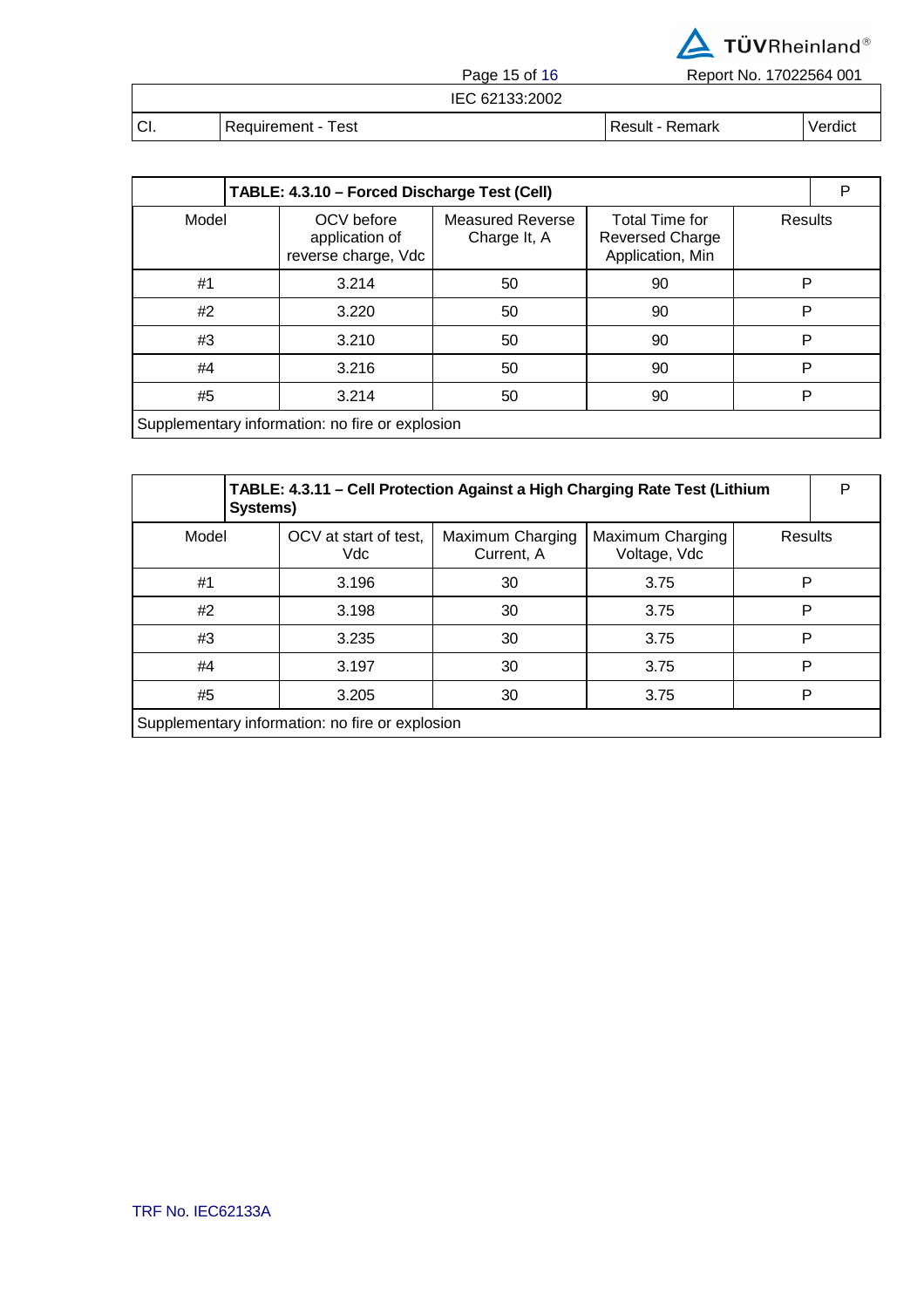| Cl. | Requirement - Test | Result - Remark | Verdict |
|---|---|---|---|

| TABLE: 4.3.10 – Forced Discharge Test (Cell) | | | | P |
|---|---|---|---|---|
| Model | OCV before application of reverse charge, Vdc | Measured Reverse Charge It, A | Total Time for Reversed Charge Application, Min | Results |
| #1 | 3.214 | 50 | 90 | P |
| #2 | 3.220 | 50 | 90 | P |
| #3 | 3.210 | 50 | 90 | P |
| #4 | 3.216 | 50 | 90 | P |
| #5 | 3.214 | 50 | 90 | P |
| Supplementary information: no fire or explosion | | | | |

| TABLE: 4.3.11 – Cell Protection Against a High Charging Rate Test (Lithium Systems) | | | | P |
|---|---|---|---|---|
| Model | OCV at start of test, Vdc | Maximum Charging Current, A | Maximum Charging Voltage, Vdc | Results |
| #1 | 3.196 | 30 | 3.75 | P |
| #2 | 3.198 | 30 | 3.75 | P |
| #3 | 3.235 | 30 | 3.75 | P |
| #4 | 3.197 | 30 | 3.75 | P |
| #5 | 3.205 | 30 | 3.75 | P |
| Supplementary information: no fire or explosion | | | | |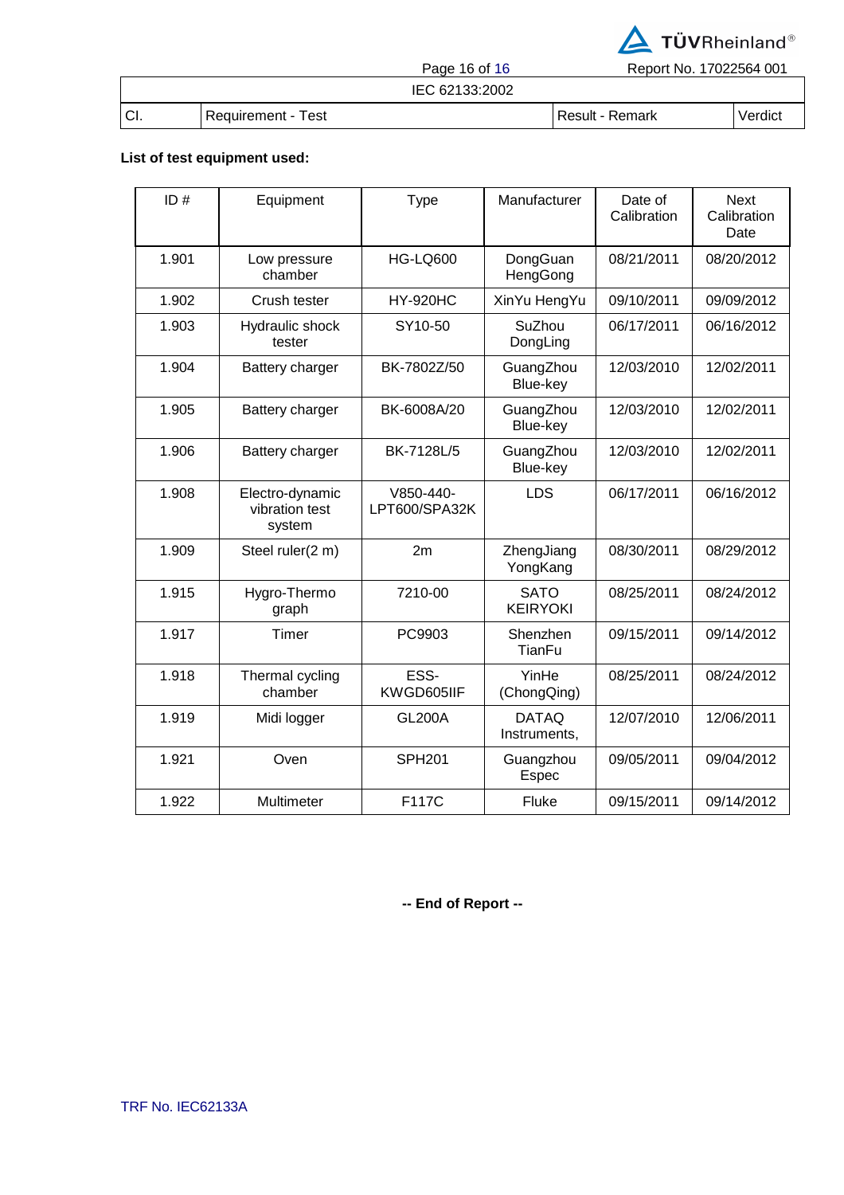| Cl. | Requirement - Test | Result - Remark | Verdict |
|---|---|---|---|

**List of test equipment used:**

| ID # | Equipment | Type | Manufacturer | Date of Calibration | Next Calibration Date |
|---|---|---|---|---|---|
| 1.901 | Low pressure chamber | HG-LQ600 | DongGuan HengGong | 08/21/2011 | 08/20/2012 |
| 1.902 | Crush tester | HY-920HC | XinYu HengYu | 09/10/2011 | 09/09/2012 |
| 1.903 | Hydraulic shock tester | SY10-50 | SuZhou DongLing | 06/17/2011 | 06/16/2012 |
| 1.904 | Battery charger | BK-7802Z/50 | GuangZhou Blue-key | 12/03/2010 | 12/02/2011 |
| 1.905 | Battery charger | BK-6008A/20 | GuangZhou Blue-key | 12/03/2010 | 12/02/2011 |
| 1.906 | Battery charger | BK-7128L/5 | GuangZhou Blue-key | 12/03/2010 | 12/02/2011 |
| 1.908 | Electro-dynamic vibration test system | V850-440-LPT600/SPA32K | LDS | 06/17/2011 | 06/16/2012 |
| 1.909 | Steel ruler(2 m) | 2m | ZhengJiang YongKang | 08/30/2011 | 08/29/2012 |
| 1.915 | Hygro-Thermo graph | 7210-00 | SATO KEIRYOKI | 08/25/2011 | 08/24/2012 |
| 1.917 | Timer | PC9903 | Shenzhen TianFu | 09/15/2011 | 09/14/2012 |
| 1.918 | Thermal cycling chamber | ESS-KWGD605IIF | YinHe (ChongQing) | 08/25/2011 | 08/24/2012 |
| 1.919 | Midi logger | GL200A | DATAQ Instruments, | 12/07/2010 | 12/06/2011 |
| 1.921 | Oven | SPH201 | Guangzhou Espec | 09/05/2011 | 09/04/2012 |
| 1.922 | Multimeter | F117C | Fluke | 09/15/2011 | 09/14/2012 |

**-- End of Report --**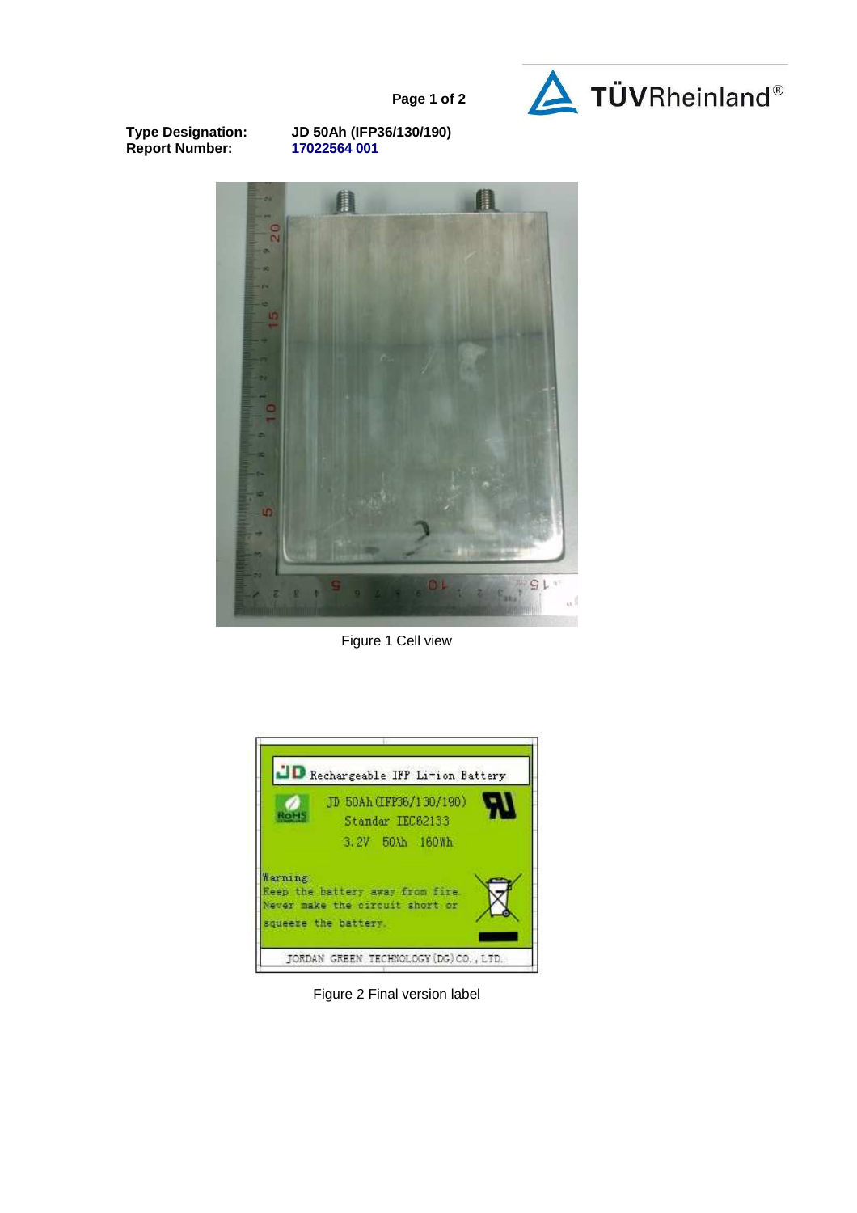**Type Designation:** JD 50Ah (IFP36/130/190)
**Report Number:** 17022564 001

Figure 1 Cell view

Figure 2 Final version label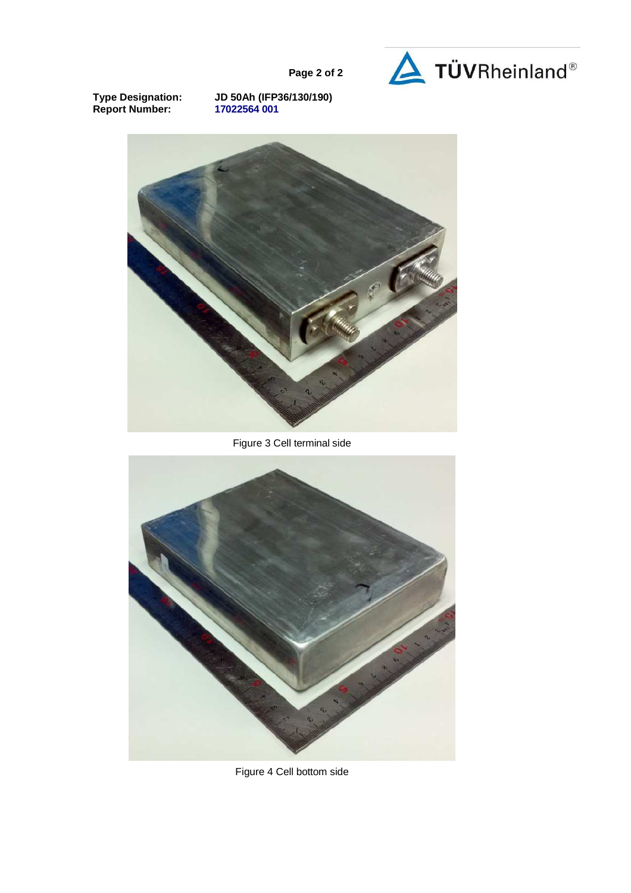**Type Designation:** JD 50Ah (IFP36/130/190)
**Report Number:** 17022564 001

Figure 3 Cell terminal side

Figure 4 Cell bottom side